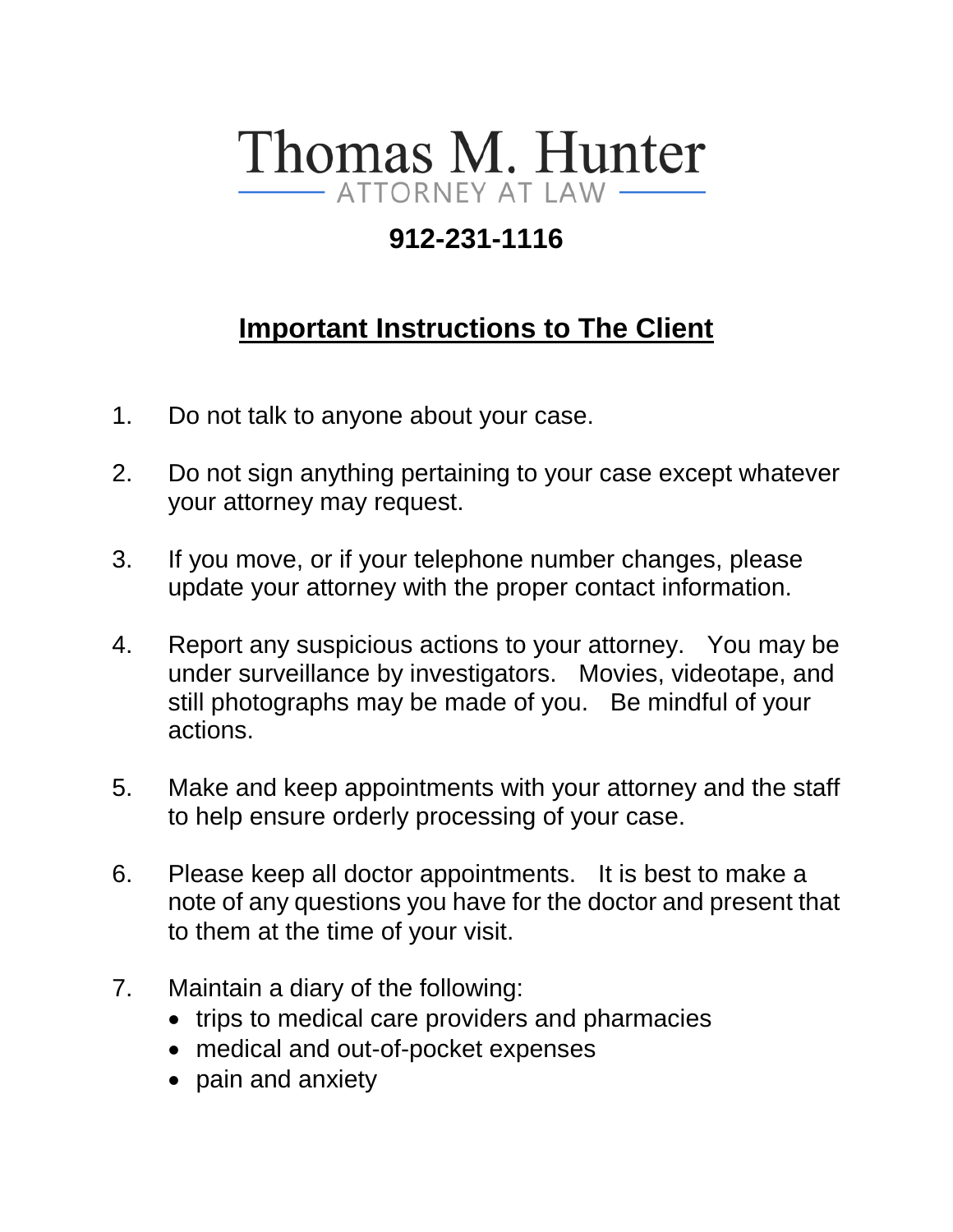# Thomas M. Hunter

ATTORNEY AT LAW

**912-231-1116**

## Important Instructions to The Client

1. Do not talk to anyone about your case.

2. Do not sign anything pertaining to your case except whatever your attorney may request.

3. If you move, or if your telephone number changes, please update your attorney with the proper contact information.

4. Report any suspicious actions to your attorney. You may be under surveillance by investigators. Movies, videotape, and still photographs may be made of you. Be mindful of your actions.

5. Make and keep appointments with your attorney and the staff to help ensure orderly processing of your case.

6. Please keep all doctor appointments. It is best to make a note of any questions you have for the doctor and present that to them at the time of your visit.

7. Maintain a diary of the following:
   - trips to medical care providers and pharmacies
   - medical and out-of-pocket expenses
   - pain and anxiety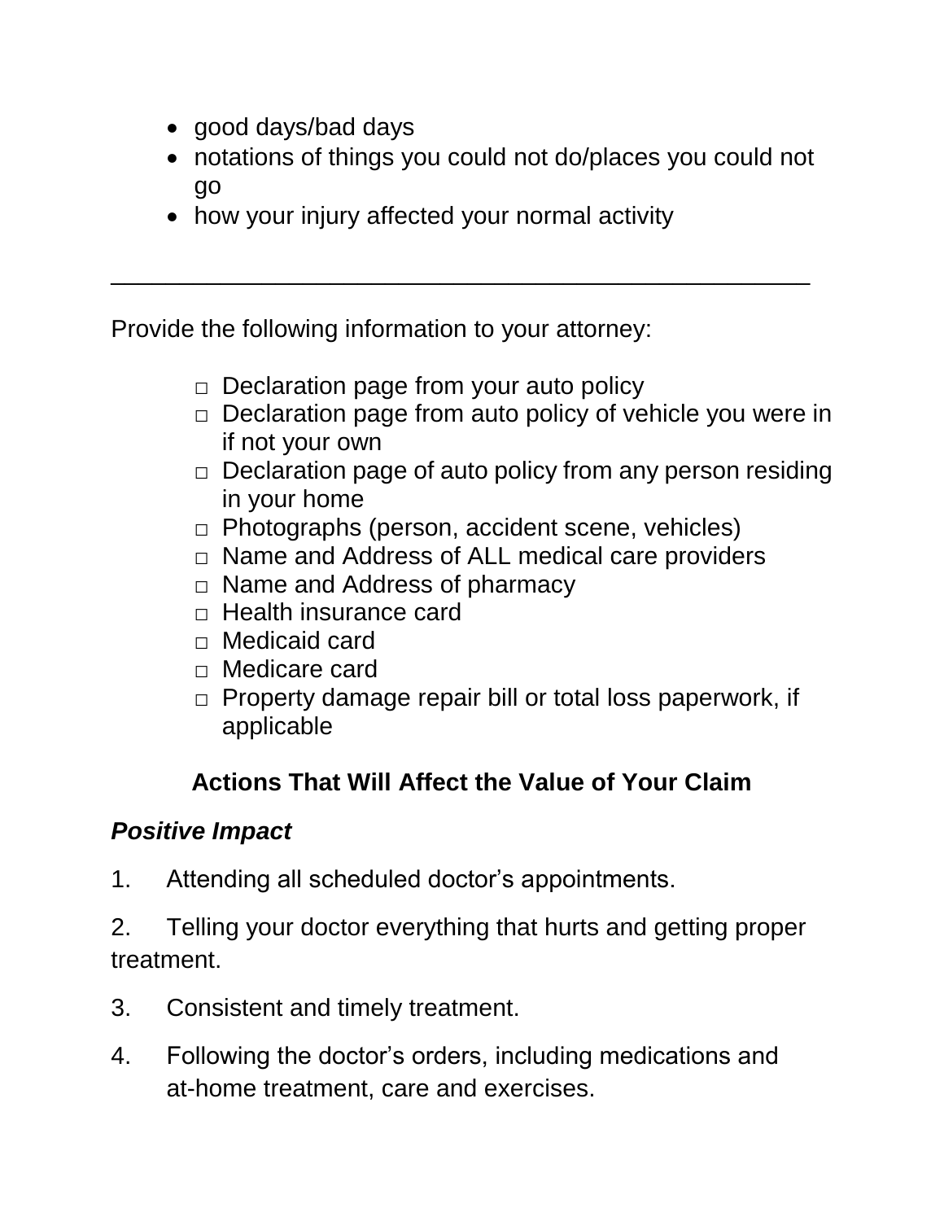- good days/bad days
- notations of things you could not do/places you could not go
- how your injury affected your normal activity

---

Provide the following information to your attorney:

- □ Declaration page from your auto policy
- □ Declaration page from auto policy of vehicle you were in if not your own
- □ Declaration page of auto policy from any person residing in your home
- □ Photographs (person, accident scene, vehicles)
- □ Name and Address of ALL medical care providers
- □ Name and Address of pharmacy
- □ Health insurance card
- □ Medicaid card
- □ Medicare card
- □ Property damage repair bill or total loss paperwork, if applicable

## Actions That Will Affect the Value of Your Claim

***Positive Impact***

1. Attending all scheduled doctor's appointments.
2. Telling your doctor everything that hurts and getting proper treatment.
3. Consistent and timely treatment.
4. Following the doctor's orders, including medications and at-home treatment, care and exercises.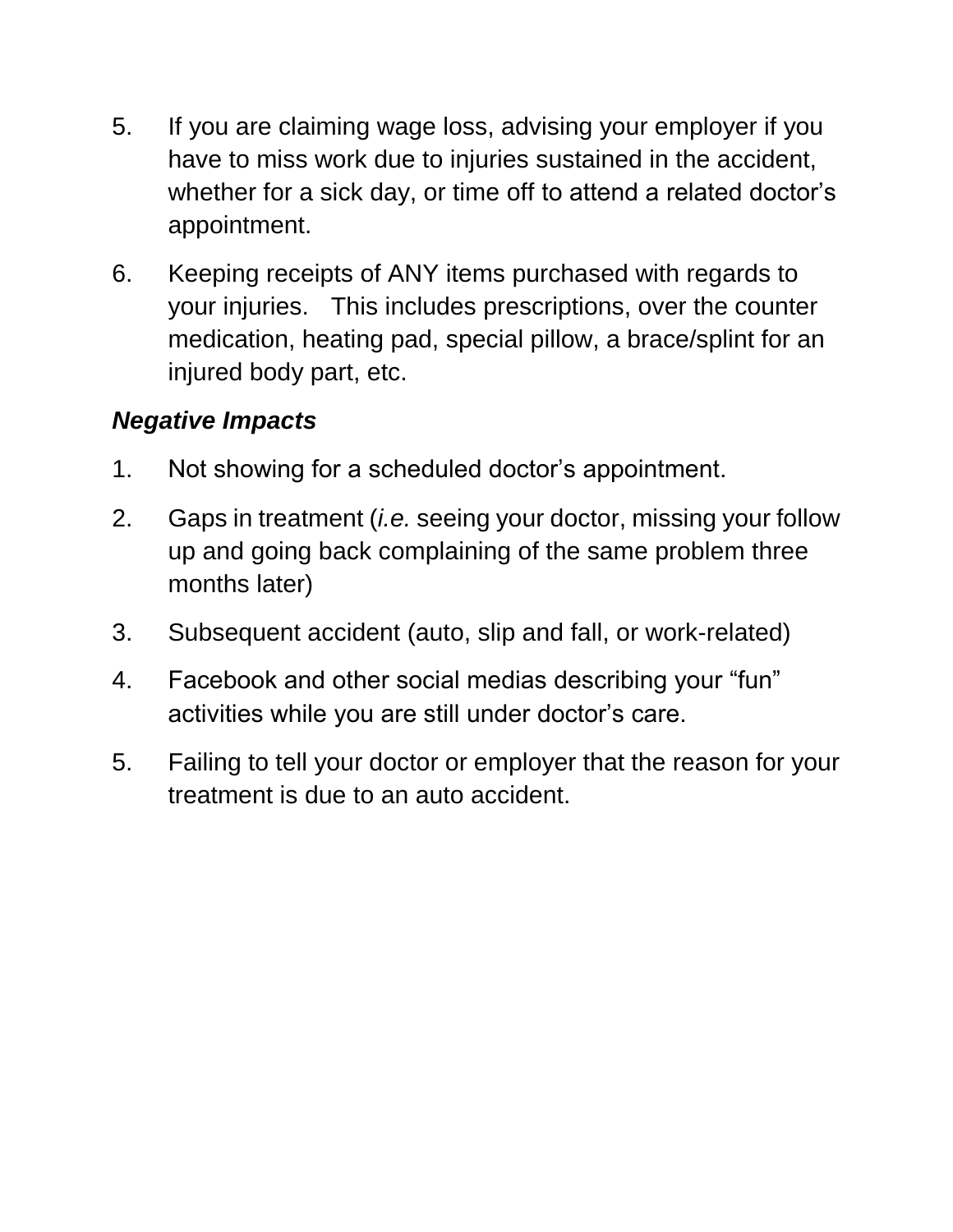5. If you are claiming wage loss, advising your employer if you have to miss work due to injuries sustained in the accident, whether for a sick day, or time off to attend a related doctor's appointment.

6. Keeping receipts of ANY items purchased with regards to your injuries. This includes prescriptions, over the counter medication, heating pad, special pillow, a brace/splint for an injured body part, etc.

***Negative Impacts***

1. Not showing for a scheduled doctor's appointment.

2. Gaps in treatment (*i.e.* seeing your doctor, missing your follow up and going back complaining of the same problem three months later)

3. Subsequent accident (auto, slip and fall, or work-related)

4. Facebook and other social medias describing your "fun" activities while you are still under doctor's care.

5. Failing to tell your doctor or employer that the reason for your treatment is due to an auto accident.